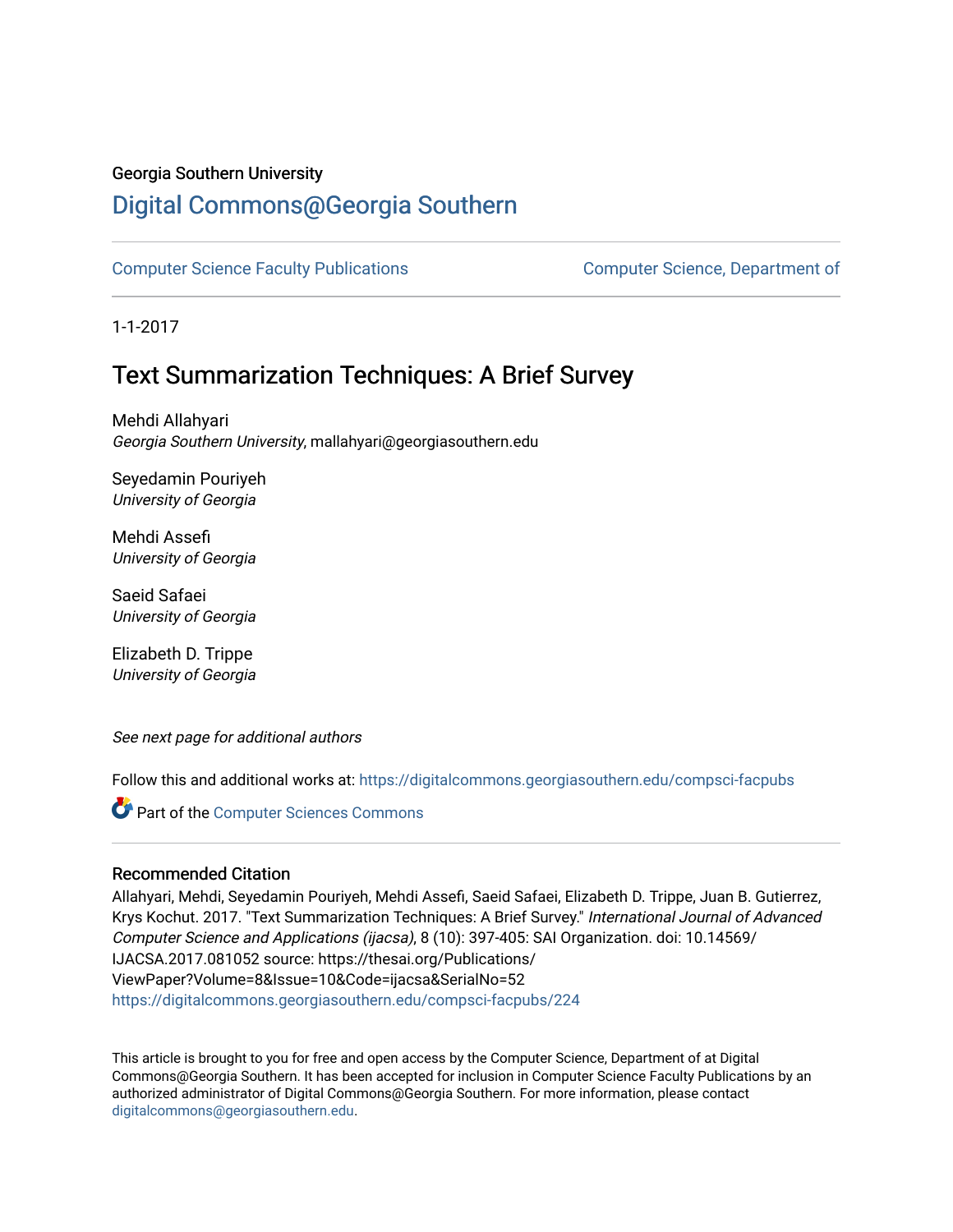Georgia Southern University

# Digital Commons@Georgia Southern

Computer Science Faculty Publications | Computer Science, Department of

1-1-2017

# Text Summarization Techniques: A Brief Survey

Mehdi Allahyari
*Georgia Southern University*, mallahyari@georgiasouthern.edu

Seyedamin Pouriyeh
*University of Georgia*

Mehdi Assefi
*University of Georgia*

Saeid Safaei
*University of Georgia*

Elizabeth D. Trippe
*University of Georgia*

*See next page for additional authors*

Follow this and additional works at: https://digitalcommons.georgiasouthern.edu/compsci-facpubs

Part of the Computer Sciences Commons

## Recommended Citation

Allahyari, Mehdi, Seyedamin Pouriyeh, Mehdi Assefi, Saeid Safaei, Elizabeth D. Trippe, Juan B. Gutierrez, Krys Kochut. 2017. "Text Summarization Techniques: A Brief Survey." *International Journal of Advanced Computer Science and Applications (ijacsa)*, 8 (10): 397-405: SAI Organization. doi: 10.14569/IJACSA.2017.081052 source: https://thesai.org/Publications/ViewPaper?Volume=8&Issue=10&Code=ijacsa&SerialNo=52
https://digitalcommons.georgiasouthern.edu/compsci-facpubs/224

This article is brought to you for free and open access by the Computer Science, Department of at Digital Commons@Georgia Southern. It has been accepted for inclusion in Computer Science Faculty Publications by an authorized administrator of Digital Commons@Georgia Southern. For more information, please contact digitalcommons@georgiasouthern.edu.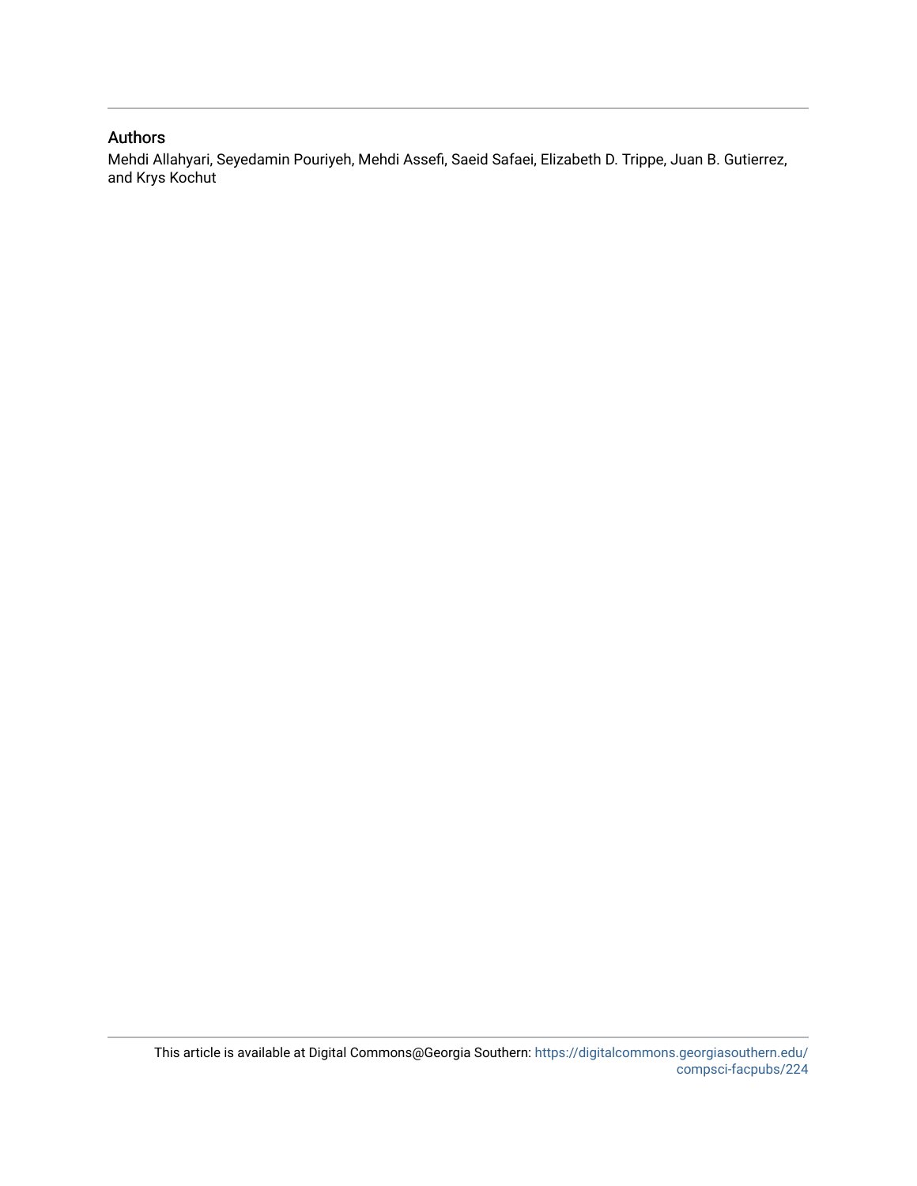## Authors

Mehdi Allahyari, Seyedamin Pouriyeh, Mehdi Assefi, Saeid Safaei, Elizabeth D. Trippe, Juan B. Gutierrez, and Krys Kochut

This article is available at Digital Commons@Georgia Southern: https://digitalcommons.georgiasouthern.edu/compsci-facpubs/224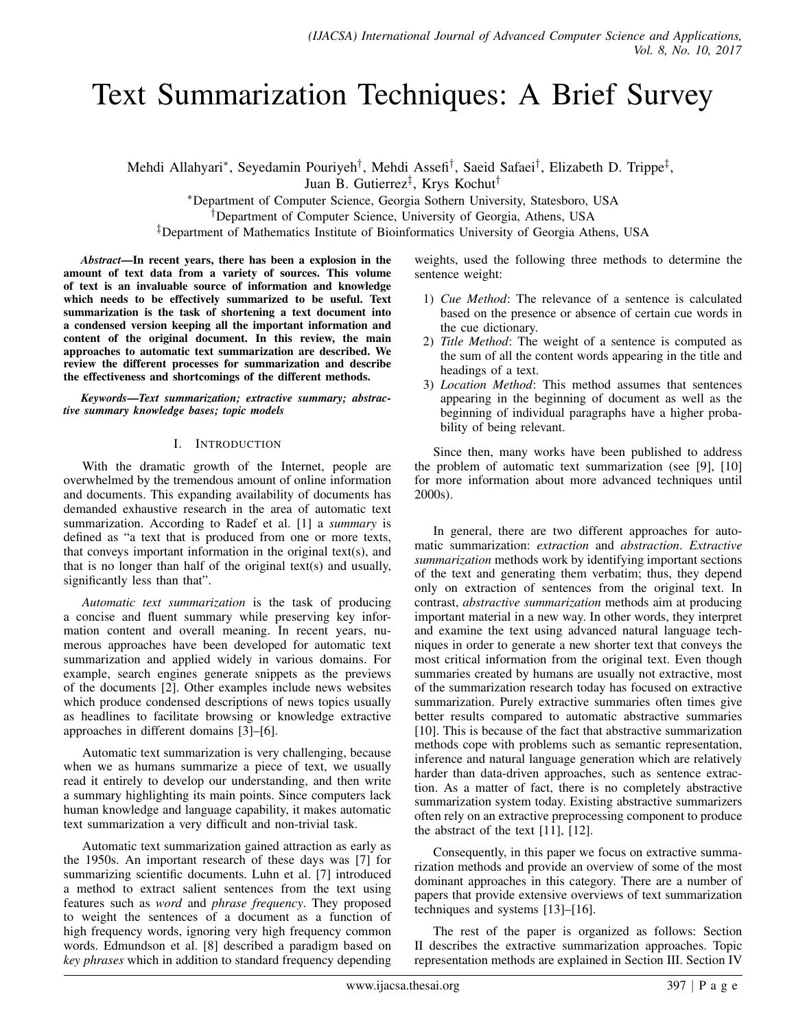# Text Summarization Techniques: A Brief Survey

Mehdi Allahyari*, Seyedamin Pouriyeh†, Mehdi Assefi†, Saeid Safaei†, Elizabeth D. Trippe‡, Juan B. Gutierrez‡, Krys Kochut†

*Department of Computer Science, Georgia Sothern University, Statesboro, USA
†Department of Computer Science, University of Georgia, Athens, USA
‡Department of Mathematics Institute of Bioinformatics University of Georgia Athens, USA

***Abstract*—In recent years, there has been a explosion in the amount of text data from a variety of sources. This volume of text is an invaluable source of information and knowledge which needs to be effectively summarized to be useful. Text summarization is the task of shortening a text document into a condensed version keeping all the important information and content of the original document. In this review, the main approaches to automatic text summarization are described. We review the different processes for summarization and describe the effectiveness and shortcomings of the different methods.**

***Keywords*—Text summarization; extractive summary; abstractive summary knowledge bases; topic models**

## I. Introduction

With the dramatic growth of the Internet, people are overwhelmed by the tremendous amount of online information and documents. This expanding availability of documents has demanded exhaustive research in the area of automatic text summarization. According to Radef et al. [1] a *summary* is defined as "a text that is produced from one or more texts, that conveys important information in the original text(s), and that is no longer than half of the original text(s) and usually, significantly less than that".

*Automatic text summarization* is the task of producing a concise and fluent summary while preserving key information content and overall meaning. In recent years, numerous approaches have been developed for automatic text summarization and applied widely in various domains. For example, search engines generate snippets as the previews of the documents [2]. Other examples include news websites which produce condensed descriptions of news topics usually as headlines to facilitate browsing or knowledge extractive approaches in different domains [3]–[6].

Automatic text summarization is very challenging, because when we as humans summarize a piece of text, we usually read it entirely to develop our understanding, and then write a summary highlighting its main points. Since computers lack human knowledge and language capability, it makes automatic text summarization a very difficult and non-trivial task.

Automatic text summarization gained attraction as early as the 1950s. An important research of these days was [7] for summarizing scientific documents. Luhn et al. [7] introduced a method to extract salient sentences from the text using features such as *word* and *phrase frequency*. They proposed to weight the sentences of a document as a function of high frequency words, ignoring very high frequency common words. Edmundson et al. [8] described a paradigm based on *key phrases* which in addition to standard frequency depending weights, used the following three methods to determine the sentence weight:

1) *Cue Method*: The relevance of a sentence is calculated based on the presence or absence of certain cue words in the cue dictionary.
2) *Title Method*: The weight of a sentence is computed as the sum of all the content words appearing in the title and headings of a text.
3) *Location Method*: This method assumes that sentences appearing in the beginning of document as well as the beginning of individual paragraphs have a higher probability of being relevant.

Since then, many works have been published to address the problem of automatic text summarization (see [9], [10] for more information about more advanced techniques until 2000s).

In general, there are two different approaches for automatic summarization: *extraction* and *abstraction*. *Extractive summarization* methods work by identifying important sections of the text and generating them verbatim; thus, they depend only on extraction of sentences from the original text. In contrast, *abstractive summarization* methods aim at producing important material in a new way. In other words, they interpret and examine the text using advanced natural language techniques in order to generate a new shorter text that conveys the most critical information from the original text. Even though summaries created by humans are usually not extractive, most of the summarization research today has focused on extractive summarization. Purely extractive summaries often times give better results compared to automatic abstractive summaries [10]. This is because of the fact that abstractive summarization methods cope with problems such as semantic representation, inference and natural language generation which are relatively harder than data-driven approaches, such as sentence extraction. As a matter of fact, there is no completely abstractive summarization system today. Existing abstractive summarizers often rely on an extractive preprocessing component to produce the abstract of the text [11], [12].

Consequently, in this paper we focus on extractive summarization methods and provide an overview of some of the most dominant approaches in this category. There are a number of papers that provide extensive overviews of text summarization techniques and systems [13]–[16].

The rest of the paper is organized as follows: Section II describes the extractive summarization approaches. Topic representation methods are explained in Section III. Section IV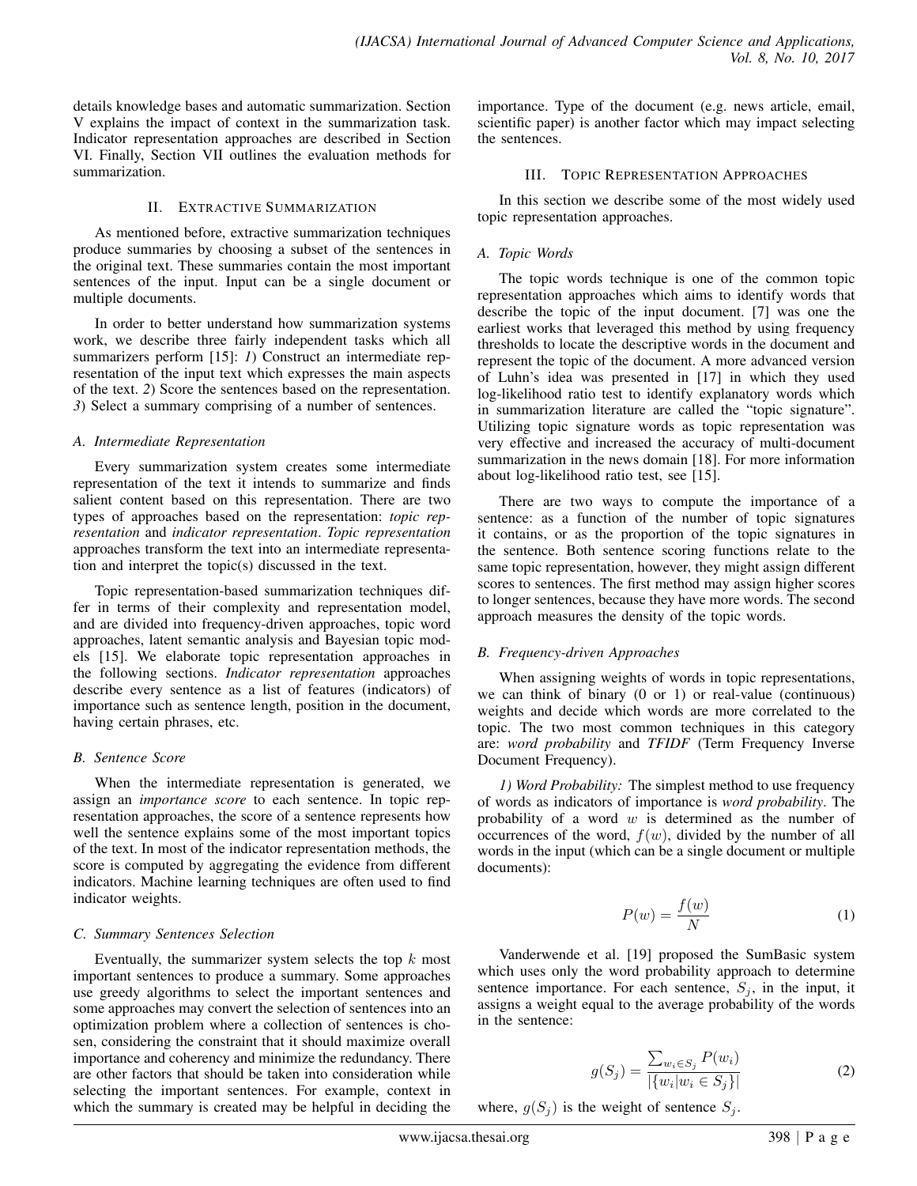details knowledge bases and automatic summarization. Section V explains the impact of context in the summarization task. Indicator representation approaches are described in Section VI. Finally, Section VII outlines the evaluation methods for summarization.

## II. Extractive Summarization

As mentioned before, extractive summarization techniques produce summaries by choosing a subset of the sentences in the original text. These summaries contain the most important sentences of the input. Input can be a single document or multiple documents.

In order to better understand how summarization systems work, we describe three fairly independent tasks which all summarizers perform [15]: *1*) Construct an intermediate representation of the input text which expresses the main aspects of the text. *2*) Score the sentences based on the representation. *3*) Select a summary comprising of a number of sentences.

### *A. Intermediate Representation*

Every summarization system creates some intermediate representation of the text it intends to summarize and finds salient content based on this representation. There are two types of approaches based on the representation: *topic representation* and *indicator representation*. *Topic representation* approaches transform the text into an intermediate representation and interpret the topic(s) discussed in the text.

Topic representation-based summarization techniques differ in terms of their complexity and representation model, and are divided into frequency-driven approaches, topic word approaches, latent semantic analysis and Bayesian topic models [15]. We elaborate topic representation approaches in the following sections. *Indicator representation* approaches describe every sentence as a list of features (indicators) of importance such as sentence length, position in the document, having certain phrases, etc.

### *B. Sentence Score*

When the intermediate representation is generated, we assign an *importance score* to each sentence. In topic representation approaches, the score of a sentence represents how well the sentence explains some of the most important topics of the text. In most of the indicator representation methods, the score is computed by aggregating the evidence from different indicators. Machine learning techniques are often used to find indicator weights.

### *C. Summary Sentences Selection*

Eventually, the summarizer system selects the top $k$ most important sentences to produce a summary. Some approaches use greedy algorithms to select the important sentences and some approaches may convert the selection of sentences into an optimization problem where a collection of sentences is chosen, considering the constraint that it should maximize overall importance and coherency and minimize the redundancy. There are other factors that should be taken into consideration while selecting the important sentences. For example, context in which the summary is created may be helpful in deciding the importance. Type of the document (e.g. news article, email, scientific paper) is another factor which may impact selecting the sentences.

## III. Topic Representation Approaches

In this section we describe some of the most widely used topic representation approaches.

### *A. Topic Words*

The topic words technique is one of the common topic representation approaches which aims to identify words that describe the topic of the input document. [7] was one the earliest works that leveraged this method by using frequency thresholds to locate the descriptive words in the document and represent the topic of the document. A more advanced version of Luhn's idea was presented in [17] in which they used log-likelihood ratio test to identify explanatory words which in summarization literature are called the "topic signature". Utilizing topic signature words as topic representation was very effective and increased the accuracy of multi-document summarization in the news domain [18]. For more information about log-likelihood ratio test, see [15].

There are two ways to compute the importance of a sentence: as a function of the number of topic signatures it contains, or as the proportion of the topic signatures in the sentence. Both sentence scoring functions relate to the same topic representation, however, they might assign different scores to sentences. The first method may assign higher scores to longer sentences, because they have more words. The second approach measures the density of the topic words.

### *B. Frequency-driven Approaches*

When assigning weights of words in topic representations, we can think of binary (0 or 1) or real-value (continuous) weights and decide which words are more correlated to the topic. The two most common techniques in this category are: *word probability* and *TFIDF* (Term Frequency Inverse Document Frequency).

*1) Word Probability:* The simplest method to use frequency of words as indicators of importance is *word probability*. The probability of a word $w$ is determined as the number of occurrences of the word, $f(w)$, divided by the number of all words in the input (which can be a single document or multiple documents):

$$P(w) = \frac{f(w)}{N} \tag{1}$$

Vanderwende et al. [19] proposed the SumBasic system which uses only the word probability approach to determine sentence importance. For each sentence, $S_j$, in the input, it assigns a weight equal to the average probability of the words in the sentence:

$$g(S_j) = \frac{\sum_{w_i \in S_j} P(w_i)}{|\{w_i | w_i \in S_j\}|} \tag{2}$$

where, $g(S_j)$ is the weight of sentence $S_j$.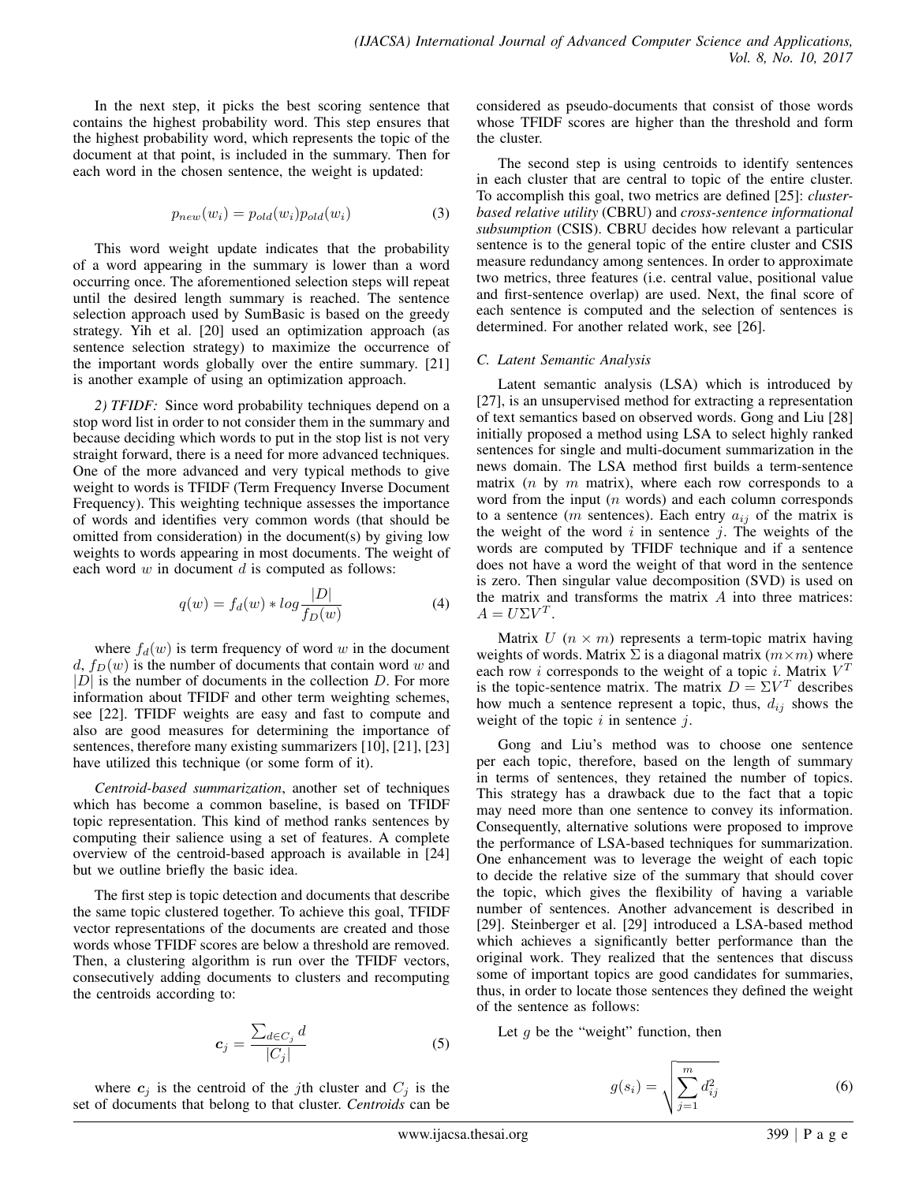In the next step, it picks the best scoring sentence that contains the highest probability word. This step ensures that the highest probability word, which represents the topic of the document at that point, is included in the summary. Then for each word in the chosen sentence, the weight is updated:

$$p_{new}(w_i) = p_{old}(w_i)p_{old}(w_i) \tag{3}$$

This word weight update indicates that the probability of a word appearing in the summary is lower than a word occurring once. The aforementioned selection steps will repeat until the desired length summary is reached. The sentence selection approach used by SumBasic is based on the greedy strategy. Yih et al. [20] used an optimization approach (as sentence selection strategy) to maximize the occurrence of the important words globally over the entire summary. [21] is another example of using an optimization approach.

*2) TFIDF:* Since word probability techniques depend on a stop word list in order to not consider them in the summary and because deciding which words to put in the stop list is not very straight forward, there is a need for more advanced techniques. One of the more advanced and very typical methods to give weight to words is TFIDF (Term Frequency Inverse Document Frequency). This weighting technique assesses the importance of words and identifies very common words (that should be omitted from consideration) in the document(s) by giving low weights to words appearing in most documents. The weight of each word $w$ in document $d$ is computed as follows:

$$q(w) = f_d(w) * log\frac{|D|}{f_D(w)} \tag{4}$$

where $f_d(w)$ is term frequency of word $w$ in the document $d$, $f_D(w)$ is the number of documents that contain word $w$ and $|D|$ is the number of documents in the collection $D$. For more information about TFIDF and other term weighting schemes, see [22]. TFIDF weights are easy and fast to compute and also are good measures for determining the importance of sentences, therefore many existing summarizers [10], [21], [23] have utilized this technique (or some form of it).

*Centroid-based summarization*, another set of techniques which has become a common baseline, is based on TFIDF topic representation. This kind of method ranks sentences by computing their salience using a set of features. A complete overview of the centroid-based approach is available in [24] but we outline briefly the basic idea.

The first step is topic detection and documents that describe the same topic clustered together. To achieve this goal, TFIDF vector representations of the documents are created and those words whose TFIDF scores are below a threshold are removed. Then, a clustering algorithm is run over the TFIDF vectors, consecutively adding documents to clusters and recomputing the centroids according to:

$$\boldsymbol{c}_j = \frac{\sum_{d \in C_j} d}{|C_j|} \tag{5}$$

where $\boldsymbol{c}_j$ is the centroid of the $j$th cluster and $C_j$ is the set of documents that belong to that cluster. *Centroids* can be considered as pseudo-documents that consist of those words whose TFIDF scores are higher than the threshold and form the cluster.

The second step is using centroids to identify sentences in each cluster that are central to topic of the entire cluster. To accomplish this goal, two metrics are defined [25]: *cluster-based relative utility* (CBRU) and *cross-sentence informational subsumption* (CSIS). CBRU decides how relevant a particular sentence is to the general topic of the entire cluster and CSIS measure redundancy among sentences. In order to approximate two metrics, three features (i.e. central value, positional value and first-sentence overlap) are used. Next, the final score of each sentence is computed and the selection of sentences is determined. For another related work, see [26].

### C. Latent Semantic Analysis

Latent semantic analysis (LSA) which is introduced by [27], is an unsupervised method for extracting a representation of text semantics based on observed words. Gong and Liu [28] initially proposed a method using LSA to select highly ranked sentences for single and multi-document summarization in the news domain. The LSA method first builds a term-sentence matrix ($n$ by $m$ matrix), where each row corresponds to a word from the input ($n$ words) and each column corresponds to a sentence ($m$ sentences). Each entry $a_{ij}$ of the matrix is the weight of the word $i$ in sentence $j$. The weights of the words are computed by TFIDF technique and if a sentence does not have a word the weight of that word in the sentence is zero. Then singular value decomposition (SVD) is used on the matrix and transforms the matrix $A$ into three matrices: $A = U\Sigma V^T$.

Matrix $U$ ($n \times m$) represents a term-topic matrix having weights of words. Matrix $\Sigma$ is a diagonal matrix ($m \times m$) where each row $i$ corresponds to the weight of a topic $i$. Matrix $V^T$ is the topic-sentence matrix. The matrix $D = \Sigma V^T$ describes how much a sentence represent a topic, thus, $d_{ij}$ shows the weight of the topic $i$ in sentence $j$.

Gong and Liu's method was to choose one sentence per each topic, therefore, based on the length of summary in terms of sentences, they retained the number of topics. This strategy has a drawback due to the fact that a topic may need more than one sentence to convey its information. Consequently, alternative solutions were proposed to improve the performance of LSA-based techniques for summarization. One enhancement was to leverage the weight of each topic to decide the relative size of the summary that should cover the topic, which gives the flexibility of having a variable number of sentences. Another advancement is described in [29]. Steinberger et al. [29] introduced a LSA-based method which achieves a significantly better performance than the original work. They realized that the sentences that discuss some of important topics are good candidates for summaries, thus, in order to locate those sentences they defined the weight of the sentence as follows:

Let $g$ be the "weight" function, then

$$g(s_i) = \sqrt{\sum_{j=1}^{m} d_{ij}^2} \tag{6}$$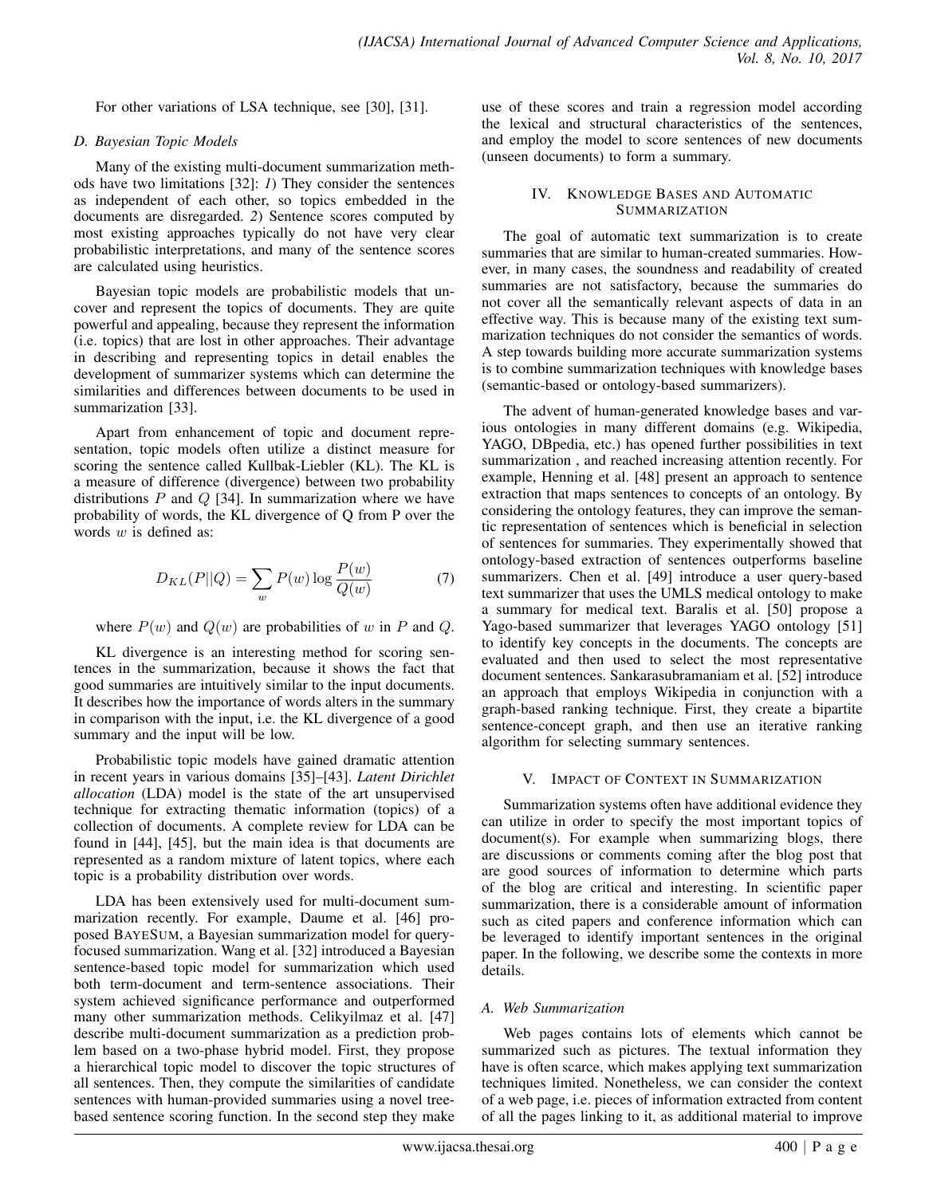For other variations of LSA technique, see [30], [31].

### *D. Bayesian Topic Models*

Many of the existing multi-document summarization methods have two limitations [32]: *1*) They consider the sentences as independent of each other, so topics embedded in the documents are disregarded. *2*) Sentence scores computed by most existing approaches typically do not have very clear probabilistic interpretations, and many of the sentence scores are calculated using heuristics.

Bayesian topic models are probabilistic models that uncover and represent the topics of documents. They are quite powerful and appealing, because they represent the information (i.e. topics) that are lost in other approaches. Their advantage in describing and representing topics in detail enables the development of summarizer systems which can determine the similarities and differences between documents to be used in summarization [33].

Apart from enhancement of topic and document representation, topic models often utilize a distinct measure for scoring the sentence called Kullbak-Liebler (KL). The KL is a measure of difference (divergence) between two probability distributions $P$ and $Q$ [34]. In summarization where we have probability of words, the KL divergence of Q from P over the words $w$ is defined as:

$$D_{KL}(P||Q) = \sum_{w} P(w) \log \frac{P(w)}{Q(w)} \quad (7)$$

where $P(w)$ and $Q(w)$ are probabilities of $w$ in $P$ and $Q$.

KL divergence is an interesting method for scoring sentences in the summarization, because it shows the fact that good summaries are intuitively similar to the input documents. It describes how the importance of words alters in the summary in comparison with the input, i.e. the KL divergence of a good summary and the input will be low.

Probabilistic topic models have gained dramatic attention in recent years in various domains [35]–[43]. *Latent Dirichlet allocation* (LDA) model is the state of the art unsupervised technique for extracting thematic information (topics) of a collection of documents. A complete review for LDA can be found in [44], [45], but the main idea is that documents are represented as a random mixture of latent topics, where each topic is a probability distribution over words.

LDA has been extensively used for multi-document summarization recently. For example, Daume et al. [46] proposed BAYESUM, a Bayesian summarization model for query-focused summarization. Wang et al. [32] introduced a Bayesian sentence-based topic model for summarization which used both term-document and term-sentence associations. Their system achieved significance performance and outperformed many other summarization methods. Celikyilmaz et al. [47] describe multi-document summarization as a prediction problem based on a two-phase hybrid model. First, they propose a hierarchical topic model to discover the topic structures of all sentences. Then, they compute the similarities of candidate sentences with human-provided summaries using a novel tree-based sentence scoring function. In the second step they make use of these scores and train a regression model according the lexical and structural characteristics of the sentences, and employ the model to score sentences of new documents (unseen documents) to form a summary.

## IV. Knowledge Bases and Automatic Summarization

The goal of automatic text summarization is to create summaries that are similar to human-created summaries. However, in many cases, the soundness and readability of created summaries are not satisfactory, because the summaries do not cover all the semantically relevant aspects of data in an effective way. This is because many of the existing text summarization techniques do not consider the semantics of words. A step towards building more accurate summarization systems is to combine summarization techniques with knowledge bases (semantic-based or ontology-based summarizers).

The advent of human-generated knowledge bases and various ontologies in many different domains (e.g. Wikipedia, YAGO, DBpedia, etc.) has opened further possibilities in text summarization , and reached increasing attention recently. For example, Henning et al. [48] present an approach to sentence extraction that maps sentences to concepts of an ontology. By considering the ontology features, they can improve the semantic representation of sentences which is beneficial in selection of sentences for summaries. They experimentally showed that ontology-based extraction of sentences outperforms baseline summarizers. Chen et al. [49] introduce a user query-based text summarizer that uses the UMLS medical ontology to make a summary for medical text. Baralis et al. [50] propose a Yago-based summarizer that leverages YAGO ontology [51] to identify key concepts in the documents. The concepts are evaluated and then used to select the most representative document sentences. Sankarasubramaniam et al. [52] introduce an approach that employs Wikipedia in conjunction with a graph-based ranking technique. First, they create a bipartite sentence-concept graph, and then use an iterative ranking algorithm for selecting summary sentences.

## V. Impact of Context in Summarization

Summarization systems often have additional evidence they can utilize in order to specify the most important topics of document(s). For example when summarizing blogs, there are discussions or comments coming after the blog post that are good sources of information to determine which parts of the blog are critical and interesting. In scientific paper summarization, there is a considerable amount of information such as cited papers and conference information which can be leveraged to identify important sentences in the original paper. In the following, we describe some the contexts in more details.

### *A. Web Summarization*

Web pages contains lots of elements which cannot be summarized such as pictures. The textual information they have is often scarce, which makes applying text summarization techniques limited. Nonetheless, we can consider the context of a web page, i.e. pieces of information extracted from content of all the pages linking to it, as additional material to improve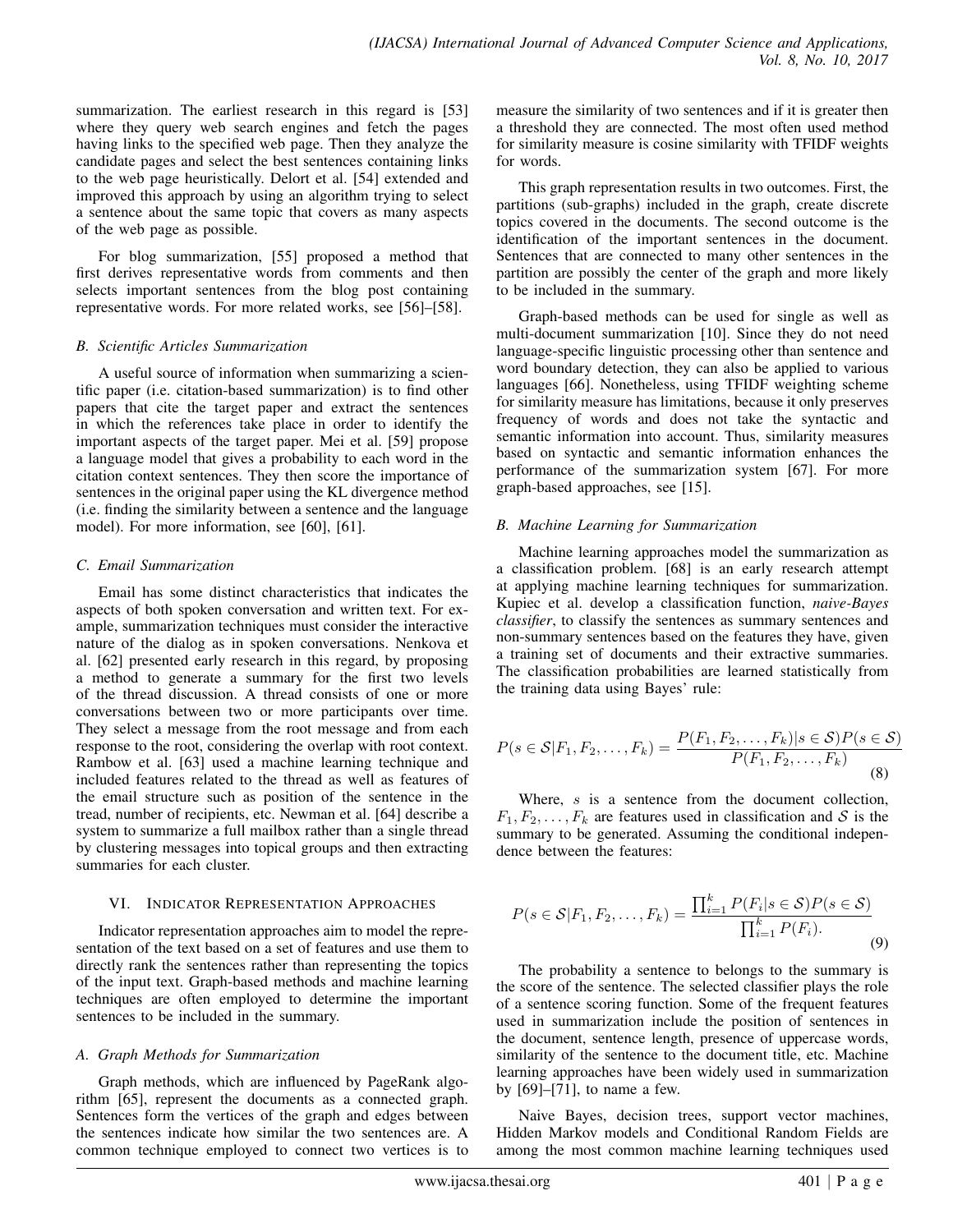summarization. The earliest research in this regard is [53] where they query web search engines and fetch the pages having links to the specified web page. Then they analyze the candidate pages and select the best sentences containing links to the web page heuristically. Delort et al. [54] extended and improved this approach by using an algorithm trying to select a sentence about the same topic that covers as many aspects of the web page as possible.

For blog summarization, [55] proposed a method that first derives representative words from comments and then selects important sentences from the blog post containing representative words. For more related works, see [56]–[58].

### *B. Scientific Articles Summarization*

A useful source of information when summarizing a scientific paper (i.e. citation-based summarization) is to find other papers that cite the target paper and extract the sentences in which the references take place in order to identify the important aspects of the target paper. Mei et al. [59] propose a language model that gives a probability to each word in the citation context sentences. They then score the importance of sentences in the original paper using the KL divergence method (i.e. finding the similarity between a sentence and the language model). For more information, see [60], [61].

### *C. Email Summarization*

Email has some distinct characteristics that indicates the aspects of both spoken conversation and written text. For example, summarization techniques must consider the interactive nature of the dialog as in spoken conversations. Nenkova et al. [62] presented early research in this regard, by proposing a method to generate a summary for the first two levels of the thread discussion. A thread consists of one or more conversations between two or more participants over time. They select a message from the root message and from each response to the root, considering the overlap with root context. Rambow et al. [63] used a machine learning technique and included features related to the thread as well as features of the email structure such as position of the sentence in the tread, number of recipients, etc. Newman et al. [64] describe a system to summarize a full mailbox rather than a single thread by clustering messages into topical groups and then extracting summaries for each cluster.

## VI. Indicator Representation Approaches

Indicator representation approaches aim to model the representation of the text based on a set of features and use them to directly rank the sentences rather than representing the topics of the input text. Graph-based methods and machine learning techniques are often employed to determine the important sentences to be included in the summary.

### *A. Graph Methods for Summarization*

Graph methods, which are influenced by PageRank algorithm [65], represent the documents as a connected graph. Sentences form the vertices of the graph and edges between the sentences indicate how similar the two sentences are. A common technique employed to connect two vertices is to measure the similarity of two sentences and if it is greater then a threshold they are connected. The most often used method for similarity measure is cosine similarity with TFIDF weights for words.

This graph representation results in two outcomes. First, the partitions (sub-graphs) included in the graph, create discrete topics covered in the documents. The second outcome is the identification of the important sentences in the document. Sentences that are connected to many other sentences in the partition are possibly the center of the graph and more likely to be included in the summary.

Graph-based methods can be used for single as well as multi-document summarization [10]. Since they do not need language-specific linguistic processing other than sentence and word boundary detection, they can also be applied to various languages [66]. Nonetheless, using TFIDF weighting scheme for similarity measure has limitations, because it only preserves frequency of words and does not take the syntactic and semantic information into account. Thus, similarity measures based on syntactic and semantic information enhances the performance of the summarization system [67]. For more graph-based approaches, see [15].

### *B. Machine Learning for Summarization*

Machine learning approaches model the summarization as a classification problem. [68] is an early research attempt at applying machine learning techniques for summarization. Kupiec et al. develop a classification function, *naive-Bayes classifier*, to classify the sentences as summary sentences and non-summary sentences based on the features they have, given a training set of documents and their extractive summaries. The classification probabilities are learned statistically from the training data using Bayes' rule:

$$P(s \in \mathcal{S}|F_1, F_2, \ldots, F_k) = \frac{P(F_1, F_2, \ldots, F_k)|s \in \mathcal{S})P(s \in \mathcal{S})}{P(F_1, F_2, \ldots, F_k)} \tag{8}$$

Where, $s$ is a sentence from the document collection, $F_1, F_2, \ldots, F_k$ are features used in classification and $\mathcal{S}$ is the summary to be generated. Assuming the conditional independence between the features:

$$P(s \in \mathcal{S}|F_1, F_2, \ldots, F_k) = \frac{\prod_{i=1}^{k} P(F_i|s \in \mathcal{S})P(s \in \mathcal{S})}{\prod_{i=1}^{k} P(F_i).} \tag{9}$$

The probability a sentence to belongs to the summary is the score of the sentence. The selected classifier plays the role of a sentence scoring function. Some of the frequent features used in summarization include the position of sentences in the document, sentence length, presence of uppercase words, similarity of the sentence to the document title, etc. Machine learning approaches have been widely used in summarization by [69]–[71], to name a few.

Naive Bayes, decision trees, support vector machines, Hidden Markov models and Conditional Random Fields are among the most common machine learning techniques used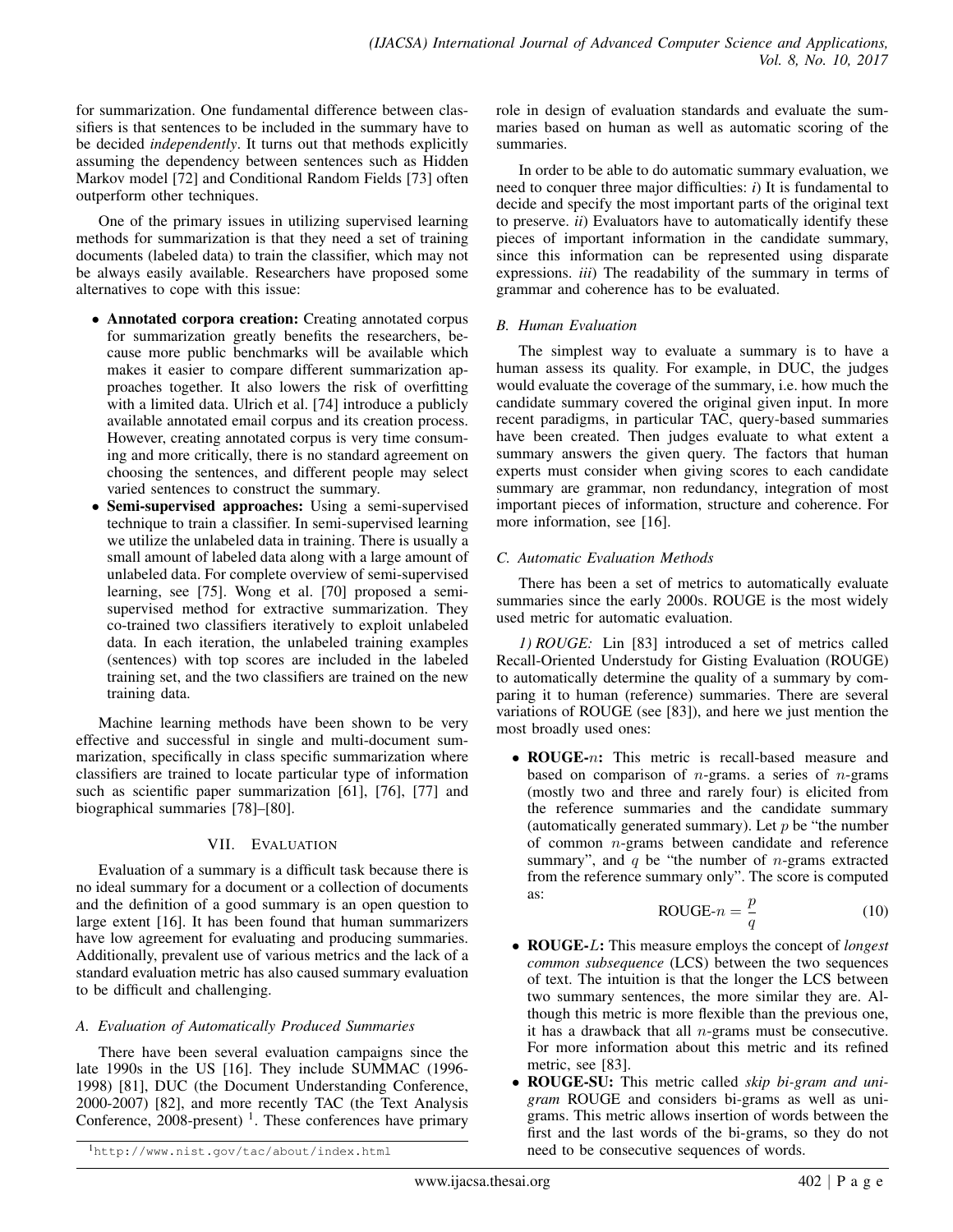for summarization. One fundamental difference between classifiers is that sentences to be included in the summary have to be decided *independently*. It turns out that methods explicitly assuming the dependency between sentences such as Hidden Markov model [72] and Conditional Random Fields [73] often outperform other techniques.

One of the primary issues in utilizing supervised learning methods for summarization is that they need a set of training documents (labeled data) to train the classifier, which may not be always easily available. Researchers have proposed some alternatives to cope with this issue:

- **Annotated corpora creation:** Creating annotated corpus for summarization greatly benefits the researchers, because more public benchmarks will be available which makes it easier to compare different summarization approaches together. It also lowers the risk of overfitting with a limited data. Ulrich et al. [74] introduce a publicly available annotated email corpus and its creation process. However, creating annotated corpus is very time consuming and more critically, there is no standard agreement on choosing the sentences, and different people may select varied sentences to construct the summary.
- **Semi-supervised approaches:** Using a semi-supervised technique to train a classifier. In semi-supervised learning we utilize the unlabeled data in training. There is usually a small amount of labeled data along with a large amount of unlabeled data. For complete overview of semi-supervised learning, see [75]. Wong et al. [70] proposed a semi-supervised method for extractive summarization. They co-trained two classifiers iteratively to exploit unlabeled data. In each iteration, the unlabeled training examples (sentences) with top scores are included in the labeled training set, and the two classifiers are trained on the new training data.

Machine learning methods have been shown to be very effective and successful in single and multi-document summarization, specifically in class specific summarization where classifiers are trained to locate particular type of information such as scientific paper summarization [61], [76], [77] and biographical summaries [78]–[80].

## VII. Evaluation

Evaluation of a summary is a difficult task because there is no ideal summary for a document or a collection of documents and the definition of a good summary is an open question to large extent [16]. It has been found that human summarizers have low agreement for evaluating and producing summaries. Additionally, prevalent use of various metrics and the lack of a standard evaluation metric has also caused summary evaluation to be difficult and challenging.

### A. Evaluation of Automatically Produced Summaries

There have been several evaluation campaigns since the late 1990s in the US [16]. They include SUMMAC (1996-1998) [81], DUC (the Document Understanding Conference, 2000-2007) [82], and more recently TAC (the Text Analysis Conference, 2008-present) [1]. These conferences have primary role in design of evaluation standards and evaluate the summaries based on human as well as automatic scoring of the summaries.

In order to be able to do automatic summary evaluation, we need to conquer three major difficulties: *i)* It is fundamental to decide and specify the most important parts of the original text to preserve. *ii)* Evaluators have to automatically identify these pieces of important information in the candidate summary, since this information can be represented using disparate expressions. *iii)* The readability of the summary in terms of grammar and coherence has to be evaluated.

### B. Human Evaluation

The simplest way to evaluate a summary is to have a human assess its quality. For example, in DUC, the judges would evaluate the coverage of the summary, i.e. how much the candidate summary covered the original given input. In more recent paradigms, in particular TAC, query-based summaries have been created. Then judges evaluate to what extent a summary answers the given query. The factors that human experts must consider when giving scores to each candidate summary are grammar, non redundancy, integration of most important pieces of information, structure and coherence. For more information, see [16].

### C. Automatic Evaluation Methods

There has been a set of metrics to automatically evaluate summaries since the early 2000s. ROUGE is the most widely used metric for automatic evaluation.

*1) ROUGE:* Lin [83] introduced a set of metrics called Recall-Oriented Understudy for Gisting Evaluation (ROUGE) to automatically determine the quality of a summary by comparing it to human (reference) summaries. There are several variations of ROUGE (see [83]), and here we just mention the most broadly used ones:

- **ROUGE-$n$:** This metric is recall-based measure and based on comparison of $n$-grams. a series of $n$-grams (mostly two and three and rarely four) is elicited from the reference summaries and the candidate summary (automatically generated summary). Let $p$ be "the number of common $n$-grams between candidate and reference summary", and $q$ be "the number of $n$-grams extracted from the reference summary only". The score is computed as:
$$\text{ROUGE-}n = \frac{p}{q} \tag{10}$$
- **ROUGE-$L$:** This measure employs the concept of *longest common subsequence* (LCS) between the two sequences of text. The intuition is that the longer the LCS between two summary sentences, the more similar they are. Although this metric is more flexible than the previous one, it has a drawback that all $n$-grams must be consecutive. For more information about this metric and its refined metric, see [83].
- **ROUGE-SU:** This metric called *skip bi-gram and unigram* ROUGE and considers bi-grams as well as unigrams. This metric allows insertion of words between the first and the last words of the bi-grams, so they do not need to be consecutive sequences of words.

[1] http://www.nist.gov/tac/about/index.html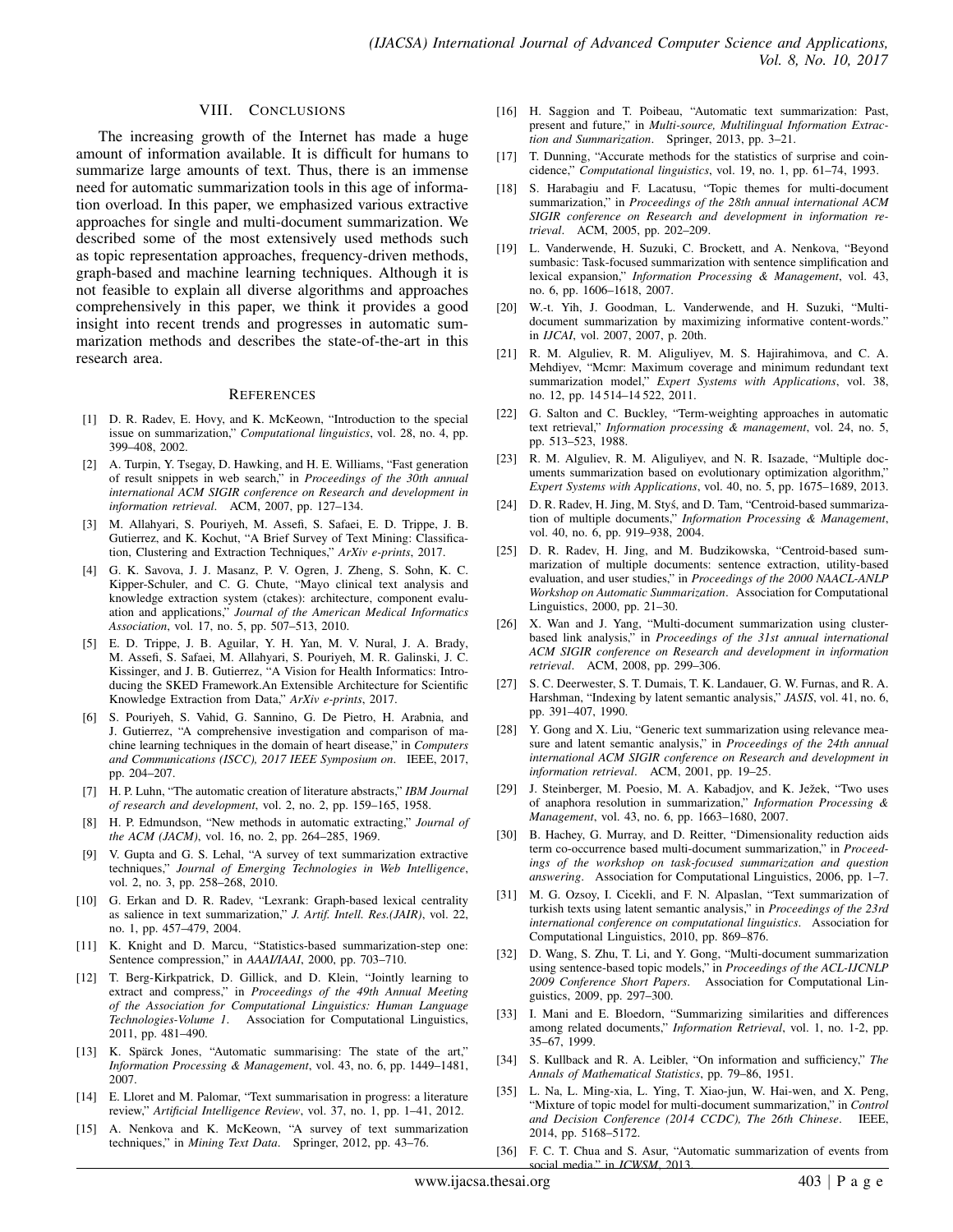## VIII. Conclusions

The increasing growth of the Internet has made a huge amount of information available. It is difficult for humans to summarize large amounts of text. Thus, there is an immense need for automatic summarization tools in this age of information overload. In this paper, we emphasized various extractive approaches for single and multi-document summarization. We described some of the most extensively used methods such as topic representation approaches, frequency-driven methods, graph-based and machine learning techniques. Although it is not feasible to explain all diverse algorithms and approaches comprehensively in this paper, we think it provides a good insight into recent trends and progresses in automatic summarization methods and describes the state-of-the-art in this research area.

## References

[1] D. R. Radev, E. Hovy, and K. McKeown, "Introduction to the special issue on summarization," *Computational linguistics*, vol. 28, no. 4, pp. 399–408, 2002.

[2] A. Turpin, Y. Tsegay, D. Hawking, and H. E. Williams, "Fast generation of result snippets in web search," in *Proceedings of the 30th annual international ACM SIGIR conference on Research and development in information retrieval*. ACM, 2007, pp. 127–134.

[3] M. Allahyari, S. Pouriyeh, M. Assefi, S. Safaei, E. D. Trippe, J. B. Gutierrez, and K. Kochut, "A Brief Survey of Text Mining: Classification, Clustering and Extraction Techniques," *ArXiv e-prints*, 2017.

[4] G. K. Savova, J. J. Masanz, P. V. Ogren, J. Zheng, S. Sohn, K. C. Kipper-Schuler, and C. G. Chute, "Mayo clinical text analysis and knowledge extraction system (ctakes): architecture, component evaluation and applications," *Journal of the American Medical Informatics Association*, vol. 17, no. 5, pp. 507–513, 2010.

[5] E. D. Trippe, J. B. Aguilar, Y. H. Yan, M. V. Nural, J. A. Brady, M. Assefi, S. Safaei, M. Allahyari, S. Pouriyeh, M. R. Galinski, J. C. Kissinger, and J. B. Gutierrez, "A Vision for Health Informatics: Introducing the SKED Framework.An Extensible Architecture for Scientific Knowledge Extraction from Data," *ArXiv e-prints*, 2017.

[6] S. Pouriyeh, S. Vahid, G. Sannino, G. De Pietro, H. Arabnia, and J. Gutierrez, "A comprehensive investigation and comparison of machine learning techniques in the domain of heart disease," in *Computers and Communications (ISCC), 2017 IEEE Symposium on*. IEEE, 2017, pp. 204–207.

[7] H. P. Luhn, "The automatic creation of literature abstracts," *IBM Journal of research and development*, vol. 2, no. 2, pp. 159–165, 1958.

[8] H. P. Edmundson, "New methods in automatic extracting," *Journal of the ACM (JACM)*, vol. 16, no. 2, pp. 264–285, 1969.

[9] V. Gupta and G. S. Lehal, "A survey of text summarization extractive techniques," *Journal of Emerging Technologies in Web Intelligence*, vol. 2, no. 3, pp. 258–268, 2010.

[10] G. Erkan and D. R. Radev, "Lexrank: Graph-based lexical centrality as salience in text summarization," *J. Artif. Intell. Res.(JAIR)*, vol. 22, no. 1, pp. 457–479, 2004.

[11] K. Knight and D. Marcu, "Statistics-based summarization-step one: Sentence compression," in *AAAI/IAAI*, 2000, pp. 703–710.

[12] T. Berg-Kirkpatrick, D. Gillick, and D. Klein, "Jointly learning to extract and compress," in *Proceedings of the 49th Annual Meeting of the Association for Computational Linguistics: Human Language Technologies-Volume 1*. Association for Computational Linguistics, 2011, pp. 481–490.

[13] K. Spärck Jones, "Automatic summarising: The state of the art," *Information Processing & Management*, vol. 43, no. 6, pp. 1449–1481, 2007.

[14] E. Lloret and M. Palomar, "Text summarisation in progress: a literature review," *Artificial Intelligence Review*, vol. 37, no. 1, pp. 1–41, 2012.

[15] A. Nenkova and K. McKeown, "A survey of text summarization techniques," in *Mining Text Data*. Springer, 2012, pp. 43–76.

[16] H. Saggion and T. Poibeau, "Automatic text summarization: Past, present and future," in *Multi-source, Multilingual Information Extraction and Summarization*. Springer, 2013, pp. 3–21.

[17] T. Dunning, "Accurate methods for the statistics of surprise and coincidence," *Computational linguistics*, vol. 19, no. 1, pp. 61–74, 1993.

[18] S. Harabagiu and F. Lacatusu, "Topic themes for multi-document summarization," in *Proceedings of the 28th annual international ACM SIGIR conference on Research and development in information retrieval*. ACM, 2005, pp. 202–209.

[19] L. Vanderwende, H. Suzuki, C. Brockett, and A. Nenkova, "Beyond sumbasic: Task-focused summarization with sentence simplification and lexical expansion," *Information Processing & Management*, vol. 43, no. 6, pp. 1606–1618, 2007.

[20] W.-t. Yih, J. Goodman, L. Vanderwende, and H. Suzuki, "Multi-document summarization by maximizing informative content-words." in *IJCAI*, vol. 2007, 2007, p. 20th.

[21] R. M. Alguliev, R. M. Aliguliyev, M. S. Hajirahimova, and C. A. Mehdiyev, "Mcmr: Maximum coverage and minimum redundant text summarization model," *Expert Systems with Applications*, vol. 38, no. 12, pp. 14 514–14 522, 2011.

[22] G. Salton and C. Buckley, "Term-weighting approaches in automatic text retrieval," *Information processing & management*, vol. 24, no. 5, pp. 513–523, 1988.

[23] R. M. Alguliev, R. M. Aliguliyev, and N. R. Isazade, "Multiple documents summarization based on evolutionary optimization algorithm," *Expert Systems with Applications*, vol. 40, no. 5, pp. 1675–1689, 2013.

[24] D. R. Radev, H. Jing, M. Styś, and D. Tam, "Centroid-based summarization of multiple documents," *Information Processing & Management*, vol. 40, no. 6, pp. 919–938, 2004.

[25] D. R. Radev, H. Jing, and M. Budzikowska, "Centroid-based summarization of multiple documents: sentence extraction, utility-based evaluation, and user studies," in *Proceedings of the 2000 NAACL-ANLP Workshop on Automatic Summarization*. Association for Computational Linguistics, 2000, pp. 21–30.

[26] X. Wan and J. Yang, "Multi-document summarization using cluster-based link analysis," in *Proceedings of the 31st annual international ACM SIGIR conference on Research and development in information retrieval*. ACM, 2008, pp. 299–306.

[27] S. C. Deerwester, S. T. Dumais, T. K. Landauer, G. W. Furnas, and R. A. Harshman, "Indexing by latent semantic analysis," *JASIS*, vol. 41, no. 6, pp. 391–407, 1990.

[28] Y. Gong and X. Liu, "Generic text summarization using relevance measure and latent semantic analysis," in *Proceedings of the 24th annual international ACM SIGIR conference on Research and development in information retrieval*. ACM, 2001, pp. 19–25.

[29] J. Steinberger, M. Poesio, M. A. Kabadjov, and K. Ježek, "Two uses of anaphora resolution in summarization," *Information Processing & Management*, vol. 43, no. 6, pp. 1663–1680, 2007.

[30] B. Hachey, G. Murray, and D. Reitter, "Dimensionality reduction aids term co-occurrence based multi-document summarization," in *Proceedings of the workshop on task-focused summarization and question answering*. Association for Computational Linguistics, 2006, pp. 1–7.

[31] M. G. Ozsoy, I. Cicekli, and F. N. Alpaslan, "Text summarization of turkish texts using latent semantic analysis," in *Proceedings of the 23rd international conference on computational linguistics*. Association for Computational Linguistics, 2010, pp. 869–876.

[32] D. Wang, S. Zhu, T. Li, and Y. Gong, "Multi-document summarization using sentence-based topic models," in *Proceedings of the ACL-IJCNLP 2009 Conference Short Papers*. Association for Computational Linguistics, 2009, pp. 297–300.

[33] I. Mani and E. Bloedorn, "Summarizing similarities and differences among related documents," *Information Retrieval*, vol. 1, no. 1-2, pp. 35–67, 1999.

[34] S. Kullback and R. A. Leibler, "On information and sufficiency," *The Annals of Mathematical Statistics*, pp. 79–86, 1951.

[35] L. Na, L. Ming-xia, L. Ying, T. Xiao-jun, W. Hai-wen, and X. Peng, "Mixture of topic model for multi-document summarization," in *Control and Decision Conference (2014 CCDC), The 26th Chinese*. IEEE, 2014, pp. 5168–5172.

[36] F. C. T. Chua and S. Asur, "Automatic summarization of events from social media," in *ICWSM*, 2013.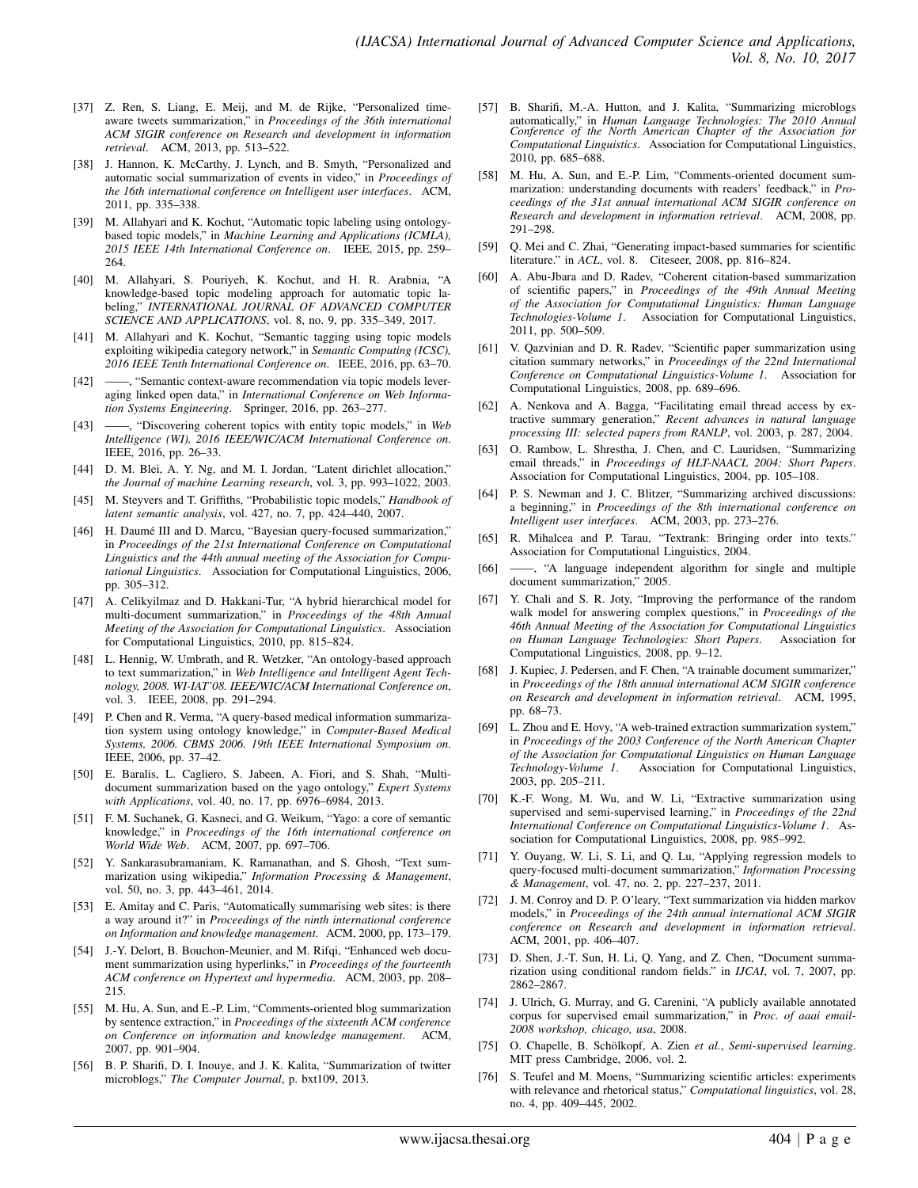[37] Z. Ren, S. Liang, E. Meij, and M. de Rijke, "Personalized time-aware tweets summarization," in *Proceedings of the 36th international ACM SIGIR conference on Research and development in information retrieval*. ACM, 2013, pp. 513–522.

[38] J. Hannon, K. McCarthy, J. Lynch, and B. Smyth, "Personalized and automatic social summarization of events in video," in *Proceedings of the 16th international conference on Intelligent user interfaces*. ACM, 2011, pp. 335–338.

[39] M. Allahyari and K. Kochut, "Automatic topic labeling using ontology-based topic models," in *Machine Learning and Applications (ICMLA), 2015 IEEE 14th International Conference on*. IEEE, 2015, pp. 259–264.

[40] M. Allahyari, S. Pouriyeh, K. Kochut, and H. R. Arabnia, "A knowledge-based topic modeling approach for automatic topic labeling," *INTERNATIONAL JOURNAL OF ADVANCED COMPUTER SCIENCE AND APPLICATIONS*, vol. 8, no. 9, pp. 335–349, 2017.

[41] M. Allahyari and K. Kochut, "Semantic tagging using topic models exploiting wikipedia category network," in *Semantic Computing (ICSC), 2016 IEEE Tenth International Conference on*. IEEE, 2016, pp. 63–70.

[42] ——, "Semantic context-aware recommendation via topic models leveraging linked open data," in *International Conference on Web Information Systems Engineering*. Springer, 2016, pp. 263–277.

[43] ——, "Discovering coherent topics with entity topic models," in *Web Intelligence (WI), 2016 IEEE/WIC/ACM International Conference on*. IEEE, 2016, pp. 26–33.

[44] D. M. Blei, A. Y. Ng, and M. I. Jordan, "Latent dirichlet allocation," *the Journal of machine Learning research*, vol. 3, pp. 993–1022, 2003.

[45] M. Steyvers and T. Griffiths, "Probabilistic topic models," *Handbook of latent semantic analysis*, vol. 427, no. 7, pp. 424–440, 2007.

[46] H. Daumé III and D. Marcu, "Bayesian query-focused summarization," in *Proceedings of the 21st International Conference on Computational Linguistics and the 44th annual meeting of the Association for Computational Linguistics*. Association for Computational Linguistics, 2006, pp. 305–312.

[47] A. Celikyilmaz and D. Hakkani-Tur, "A hybrid hierarchical model for multi-document summarization," in *Proceedings of the 48th Annual Meeting of the Association for Computational Linguistics*. Association for Computational Linguistics, 2010, pp. 815–824.

[48] L. Hennig, W. Umbrath, and R. Wetzker, "An ontology-based approach to text summarization," in *Web Intelligence and Intelligent Agent Technology, 2008. WI-IAT'08. IEEE/WIC/ACM International Conference on*, vol. 3. IEEE, 2008, pp. 291–294.

[49] P. Chen and R. Verma, "A query-based medical information summarization system using ontology knowledge," in *Computer-Based Medical Systems, 2006. CBMS 2006. 19th IEEE International Symposium on*. IEEE, 2006, pp. 37–42.

[50] E. Baralis, L. Cagliero, S. Jabeen, A. Fiori, and S. Shah, "Multi-document summarization based on the yago ontology," *Expert Systems with Applications*, vol. 40, no. 17, pp. 6976–6984, 2013.

[51] F. M. Suchanek, G. Kasneci, and G. Weikum, "Yago: a core of semantic knowledge," in *Proceedings of the 16th international conference on World Wide Web*. ACM, 2007, pp. 697–706.

[52] Y. Sankarasubramaniam, K. Ramanathan, and S. Ghosh, "Text summarization using wikipedia," *Information Processing & Management*, vol. 50, no. 3, pp. 443–461, 2014.

[53] E. Amitay and C. Paris, "Automatically summarising web sites: is there a way around it?" in *Proceedings of the ninth international conference on Information and knowledge management*. ACM, 2000, pp. 173–179.

[54] J.-Y. Delort, B. Bouchon-Meunier, and M. Rifqi, "Enhanced web document summarization using hyperlinks," in *Proceedings of the fourteenth ACM conference on Hypertext and hypermedia*. ACM, 2003, pp. 208–215.

[55] M. Hu, A. Sun, and E.-P. Lim, "Comments-oriented blog summarization by sentence extraction," in *Proceedings of the sixteenth ACM conference on Conference on information and knowledge management*. ACM, 2007, pp. 901–904.

[56] B. P. Sharifi, D. I. Inouye, and J. K. Kalita, "Summarization of twitter microblogs," *The Computer Journal*, p. bxt109, 2013.

[57] B. Sharifi, M.-A. Hutton, and J. Kalita, "Summarizing microblogs automatically," in *Human Language Technologies: The 2010 Annual Conference of the North American Chapter of the Association for Computational Linguistics*. Association for Computational Linguistics, 2010, pp. 685–688.

[58] M. Hu, A. Sun, and E.-P. Lim, "Comments-oriented document summarization: understanding documents with readers' feedback," in *Proceedings of the 31st annual international ACM SIGIR conference on Research and development in information retrieval*. ACM, 2008, pp. 291–298.

[59] Q. Mei and C. Zhai, "Generating impact-based summaries for scientific literature." in *ACL*, vol. 8. Citeseer, 2008, pp. 816–824.

[60] A. Abu-Jbara and D. Radev, "Coherent citation-based summarization of scientific papers," in *Proceedings of the 49th Annual Meeting of the Association for Computational Linguistics: Human Language Technologies-Volume 1*. Association for Computational Linguistics, 2011, pp. 500–509.

[61] V. Qazvinian and D. R. Radev, "Scientific paper summarization using citation summary networks," in *Proceedings of the 22nd International Conference on Computational Linguistics-Volume 1*. Association for Computational Linguistics, 2008, pp. 689–696.

[62] A. Nenkova and A. Bagga, "Facilitating email thread access by extractive summary generation," *Recent advances in natural language processing III: selected papers from RANLP*, vol. 2003, p. 287, 2004.

[63] O. Rambow, L. Shrestha, J. Chen, and C. Lauridsen, "Summarizing email threads," in *Proceedings of HLT-NAACL 2004: Short Papers*. Association for Computational Linguistics, 2004, pp. 105–108.

[64] P. S. Newman and J. C. Blitzer, "Summarizing archived discussions: a beginning," in *Proceedings of the 8th international conference on Intelligent user interfaces*. ACM, 2003, pp. 273–276.

[65] R. Mihalcea and P. Tarau, "Textrank: Bringing order into texts." Association for Computational Linguistics, 2004.

[66] ——, "A language independent algorithm for single and multiple document summarization," 2005.

[67] Y. Chali and S. R. Joty, "Improving the performance of the random walk model for answering complex questions," in *Proceedings of the 46th Annual Meeting of the Association for Computational Linguistics on Human Language Technologies: Short Papers*. Association for Computational Linguistics, 2008, pp. 9–12.

[68] J. Kupiec, J. Pedersen, and F. Chen, "A trainable document summarizer," in *Proceedings of the 18th annual international ACM SIGIR conference on Research and development in information retrieval*. ACM, 1995, pp. 68–73.

[69] L. Zhou and E. Hovy, "A web-trained extraction summarization system," in *Proceedings of the 2003 Conference of the North American Chapter of the Association for Computational Linguistics on Human Language Technology-Volume 1*. Association for Computational Linguistics, 2003, pp. 205–211.

[70] K.-F. Wong, M. Wu, and W. Li, "Extractive summarization using supervised and semi-supervised learning," in *Proceedings of the 22nd International Conference on Computational Linguistics-Volume 1*. Association for Computational Linguistics, 2008, pp. 985–992.

[71] Y. Ouyang, W. Li, S. Li, and Q. Lu, "Applying regression models to query-focused multi-document summarization," *Information Processing & Management*, vol. 47, no. 2, pp. 227–237, 2011.

[72] J. M. Conroy and D. P. O'leary, "Text summarization via hidden markov models," in *Proceedings of the 24th annual international ACM SIGIR conference on Research and development in information retrieval*. ACM, 2001, pp. 406–407.

[73] D. Shen, J.-T. Sun, H. Li, Q. Yang, and Z. Chen, "Document summarization using conditional random fields." in *IJCAI*, vol. 7, 2007, pp. 2862–2867.

[74] J. Ulrich, G. Murray, and G. Carenini, "A publicly available annotated corpus for supervised email summarization," in *Proc. of aaai email-2008 workshop, chicago, usa*, 2008.

[75] O. Chapelle, B. Schölkopf, A. Zien *et al.*, *Semi-supervised learning*. MIT press Cambridge, 2006, vol. 2.

[76] S. Teufel and M. Moens, "Summarizing scientific articles: experiments with relevance and rhetorical status," *Computational linguistics*, vol. 28, no. 4, pp. 409–445, 2002.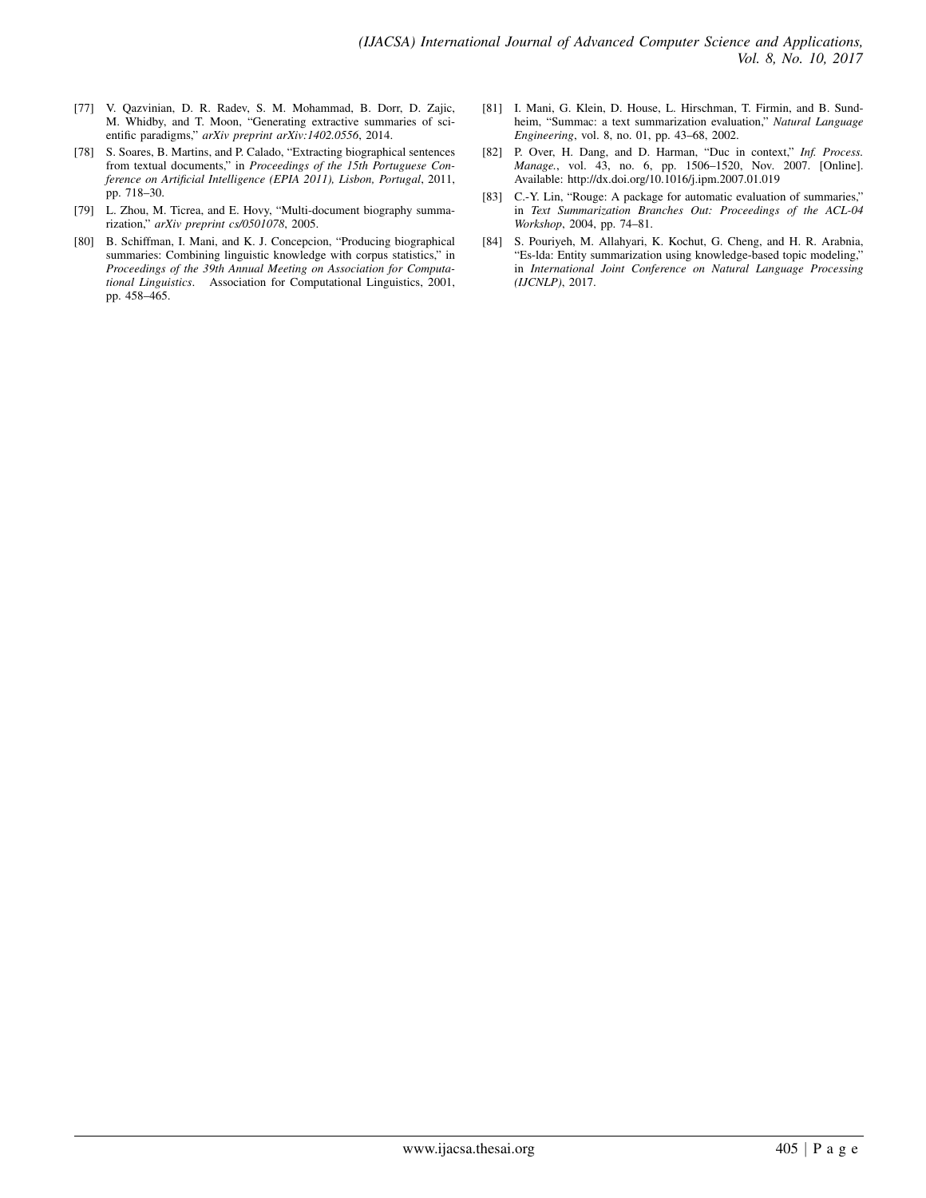[77] V. Qazvinian, D. R. Radev, S. M. Mohammad, B. Dorr, D. Zajic, M. Whidby, and T. Moon, "Generating extractive summaries of scientific paradigms," *arXiv preprint arXiv:1402.0556*, 2014.

[78] S. Soares, B. Martins, and P. Calado, "Extracting biographical sentences from textual documents," in *Proceedings of the 15th Portuguese Conference on Artificial Intelligence (EPIA 2011), Lisbon, Portugal*, 2011, pp. 718–30.

[79] L. Zhou, M. Ticrea, and E. Hovy, "Multi-document biography summarization," *arXiv preprint cs/0501078*, 2005.

[80] B. Schiffman, I. Mani, and K. J. Concepcion, "Producing biographical summaries: Combining linguistic knowledge with corpus statistics," in *Proceedings of the 39th Annual Meeting on Association for Computational Linguistics*. Association for Computational Linguistics, 2001, pp. 458–465.

[81] I. Mani, G. Klein, D. House, L. Hirschman, T. Firmin, and B. Sundheim, "Summac: a text summarization evaluation," *Natural Language Engineering*, vol. 8, no. 01, pp. 43–68, 2002.

[82] P. Over, H. Dang, and D. Harman, "Duc in context," *Inf. Process. Manage.*, vol. 43, no. 6, pp. 1506–1520, Nov. 2007. [Online]. Available: http://dx.doi.org/10.1016/j.ipm.2007.01.019

[83] C.-Y. Lin, "Rouge: A package for automatic evaluation of summaries," in *Text Summarization Branches Out: Proceedings of the ACL-04 Workshop*, 2004, pp. 74–81.

[84] S. Pouriyeh, M. Allahyari, K. Kochut, G. Cheng, and H. R. Arabnia, "Es-lda: Entity summarization using knowledge-based topic modeling," in *International Joint Conference on Natural Language Processing (IJCNLP)*, 2017.